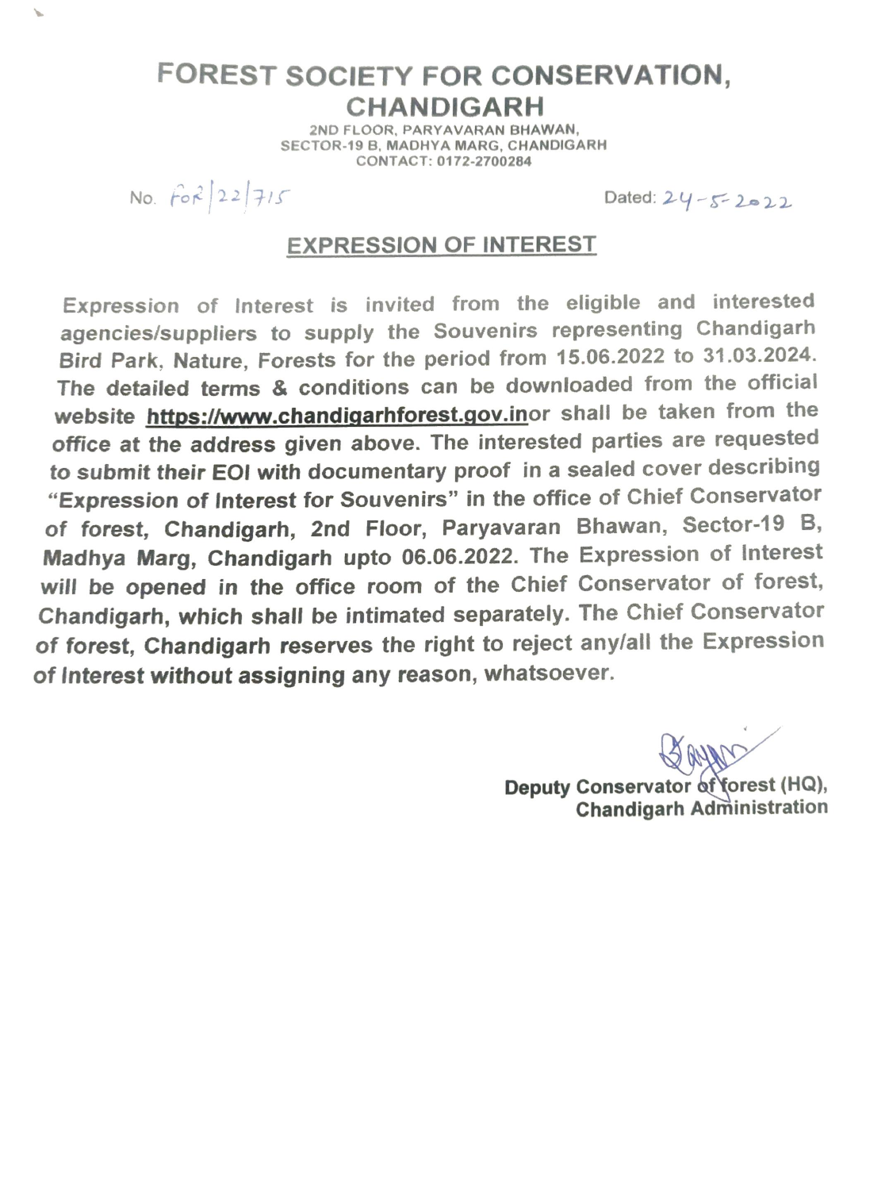# FOREST SOCIETY FOR CONSERVATION, CHANDIGARH

2ND FLOOR, PARYAVARAN BHAWAN,
SECTOR-19 B, MADHYA MARG, CHANDIGARH
CONTACT: 0172-2700284

No. FOR/22/715

Dated: 24-5-2022

## EXPRESSION OF INTEREST

Expression of Interest is invited from the eligible and interested agencies/suppliers to supply the Souvenirs representing Chandigarh Bird Park, Nature, Forests for the period from 15.06.2022 to 31.03.2024. The detailed terms & conditions can be downloaded from the official website https://www.chandigarhforest.gov.inor shall be taken from the office at the address given above. The interested parties are requested to submit their EOI with documentary proof in a sealed cover describing "Expression of Interest for Souvenirs" in the office of Chief Conservator of forest, Chandigarh, 2nd Floor, Paryavaran Bhawan, Sector-19 B, Madhya Marg, Chandigarh upto 06.06.2022. The Expression of Interest will be opened in the office room of the Chief Conservator of forest, Chandigarh, which shall be intimated separately. The Chief Conservator of forest, Chandigarh reserves the right to reject any/all the Expression of Interest without assigning any reason, whatsoever.

**Deputy Conservator of forest (HQ),**
**Chandigarh Administration**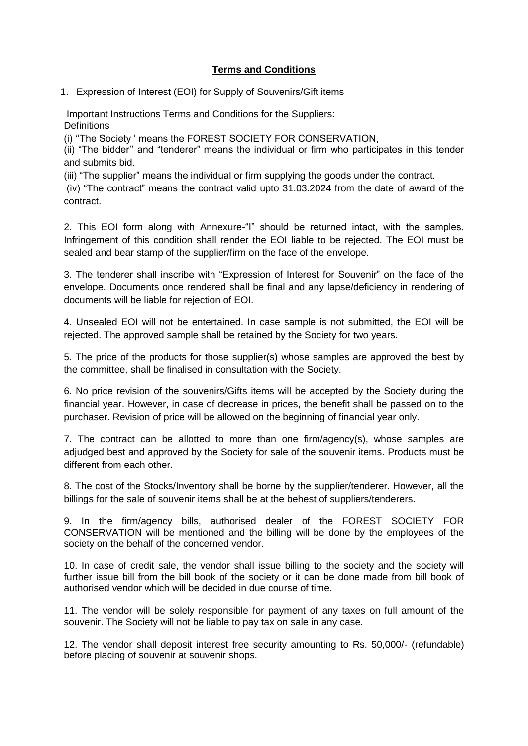## **Terms and Conditions**

1. Expression of Interest (EOI) for Supply of Souvenirs/Gift items

Important Instructions Terms and Conditions for the Suppliers:
Definitions

(i) ''The Society ' means the FOREST SOCIETY FOR CONSERVATION,

(ii) "The bidder'' and "tenderer" means the individual or firm who participates in this tender and submits bid.

(iii) "The supplier" means the individual or firm supplying the goods under the contract.

(iv) "The contract" means the contract valid upto 31.03.2024 from the date of award of the contract.

2. This EOI form along with Annexure-"I" should be returned intact, with the samples. Infringement of this condition shall render the EOI liable to be rejected. The EOI must be sealed and bear stamp of the supplier/firm on the face of the envelope.

3. The tenderer shall inscribe with "Expression of Interest for Souvenir" on the face of the envelope. Documents once rendered shall be final and any lapse/deficiency in rendering of documents will be liable for rejection of EOI.

4. Unsealed EOI will not be entertained. In case sample is not submitted, the EOI will be rejected. The approved sample shall be retained by the Society for two years.

5. The price of the products for those supplier(s) whose samples are approved the best by the committee, shall be finalised in consultation with the Society.

6. No price revision of the souvenirs/Gifts items will be accepted by the Society during the financial year. However, in case of decrease in prices, the benefit shall be passed on to the purchaser. Revision of price will be allowed on the beginning of financial year only.

7. The contract can be allotted to more than one firm/agency(s), whose samples are adjudged best and approved by the Society for sale of the souvenir items. Products must be different from each other.

8. The cost of the Stocks/Inventory shall be borne by the supplier/tenderer. However, all the billings for the sale of souvenir items shall be at the behest of suppliers/tenderers.

9. In the firm/agency bills, authorised dealer of the FOREST SOCIETY FOR CONSERVATION will be mentioned and the billing will be done by the employees of the society on the behalf of the concerned vendor.

10. In case of credit sale, the vendor shall issue billing to the society and the society will further issue bill from the bill book of the society or it can be done made from bill book of authorised vendor which will be decided in due course of time.

11. The vendor will be solely responsible for payment of any taxes on full amount of the souvenir. The Society will not be liable to pay tax on sale in any case.

12. The vendor shall deposit interest free security amounting to Rs. 50,000/- (refundable) before placing of souvenir at souvenir shops.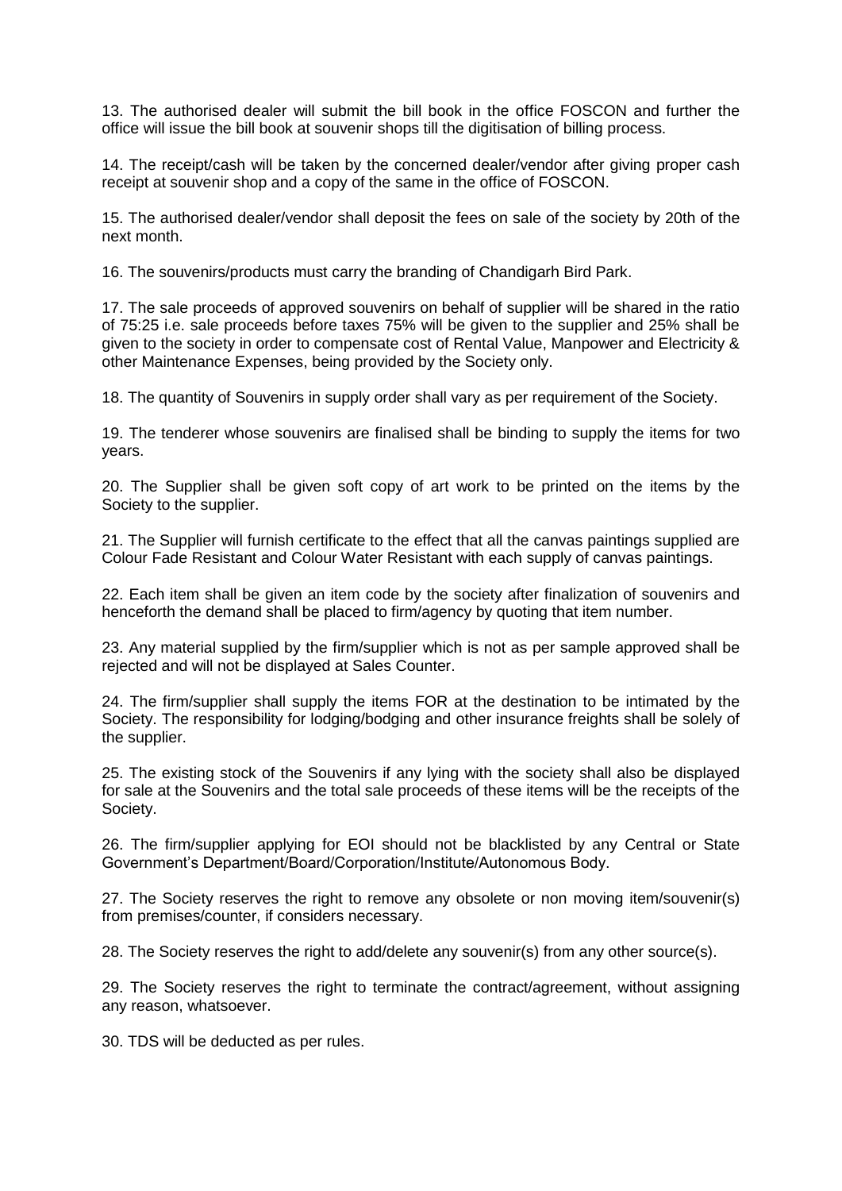13. The authorised dealer will submit the bill book in the office FOSCON and further the office will issue the bill book at souvenir shops till the digitisation of billing process.

14. The receipt/cash will be taken by the concerned dealer/vendor after giving proper cash receipt at souvenir shop and a copy of the same in the office of FOSCON.

15. The authorised dealer/vendor shall deposit the fees on sale of the society by 20th of the next month.

16. The souvenirs/products must carry the branding of Chandigarh Bird Park.

17. The sale proceeds of approved souvenirs on behalf of supplier will be shared in the ratio of 75:25 i.e. sale proceeds before taxes 75% will be given to the supplier and 25% shall be given to the society in order to compensate cost of Rental Value, Manpower and Electricity & other Maintenance Expenses, being provided by the Society only.

18. The quantity of Souvenirs in supply order shall vary as per requirement of the Society.

19. The tenderer whose souvenirs are finalised shall be binding to supply the items for two years.

20. The Supplier shall be given soft copy of art work to be printed on the items by the Society to the supplier.

21. The Supplier will furnish certificate to the effect that all the canvas paintings supplied are Colour Fade Resistant and Colour Water Resistant with each supply of canvas paintings.

22. Each item shall be given an item code by the society after finalization of souvenirs and henceforth the demand shall be placed to firm/agency by quoting that item number.

23. Any material supplied by the firm/supplier which is not as per sample approved shall be rejected and will not be displayed at Sales Counter.

24. The firm/supplier shall supply the items FOR at the destination to be intimated by the Society. The responsibility for lodging/bodging and other insurance freights shall be solely of the supplier.

25. The existing stock of the Souvenirs if any lying with the society shall also be displayed for sale at the Souvenirs and the total sale proceeds of these items will be the receipts of the Society.

26. The firm/supplier applying for EOI should not be blacklisted by any Central or State Government's Department/Board/Corporation/Institute/Autonomous Body.

27. The Society reserves the right to remove any obsolete or non moving item/souvenir(s) from premises/counter, if considers necessary.

28. The Society reserves the right to add/delete any souvenir(s) from any other source(s).

29. The Society reserves the right to terminate the contract/agreement, without assigning any reason, whatsoever.

30. TDS will be deducted as per rules.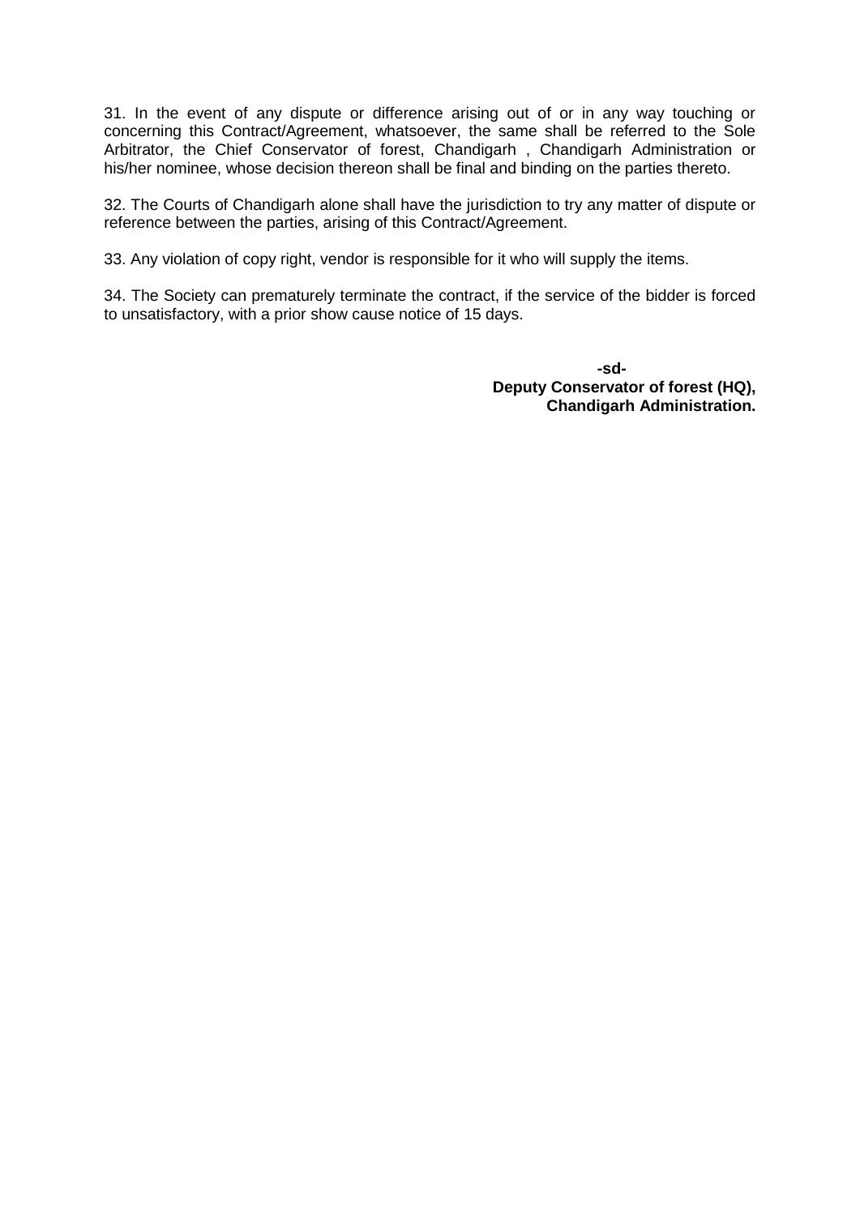31. In the event of any dispute or difference arising out of or in any way touching or concerning this Contract/Agreement, whatsoever, the same shall be referred to the Sole Arbitrator, the Chief Conservator of forest, Chandigarh , Chandigarh Administration or his/her nominee, whose decision thereon shall be final and binding on the parties thereto.

32. The Courts of Chandigarh alone shall have the jurisdiction to try any matter of dispute or reference between the parties, arising of this Contract/Agreement.

33. Any violation of copy right, vendor is responsible for it who will supply the items.

34. The Society can prematurely terminate the contract, if the service of the bidder is forced to unsatisfactory, with a prior show cause notice of 15 days.

**-sd-**
**Deputy Conservator of forest (HQ),**
**Chandigarh Administration.**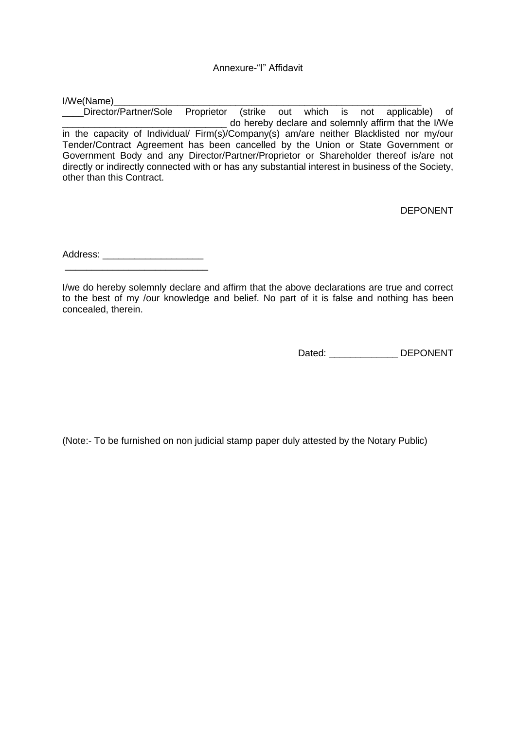Annexure-"I" Affidavit

I/We(Name)_______________________________________________________________
____Director/Partner/Sole Proprietor (strike out which is not applicable) of _______________________________ do hereby declare and solemnly affirm that the I/We in the capacity of Individual/ Firm(s)/Company(s) am/are neither Blacklisted nor my/our Tender/Contract Agreement has been cancelled by the Union or State Government or Government Body and any Director/Partner/Proprietor or Shareholder thereof is/are not directly or indirectly connected with or has any substantial interest in business of the Society, other than this Contract.

DEPONENT

Address: ___________________
___________________________

I/we do hereby solemnly declare and affirm that the above declarations are true and correct to the best of my /our knowledge and belief. No part of it is false and nothing has been concealed, therein.

Dated: _____________ DEPONENT

(Note:- To be furnished on non judicial stamp paper duly attested by the Notary Public)